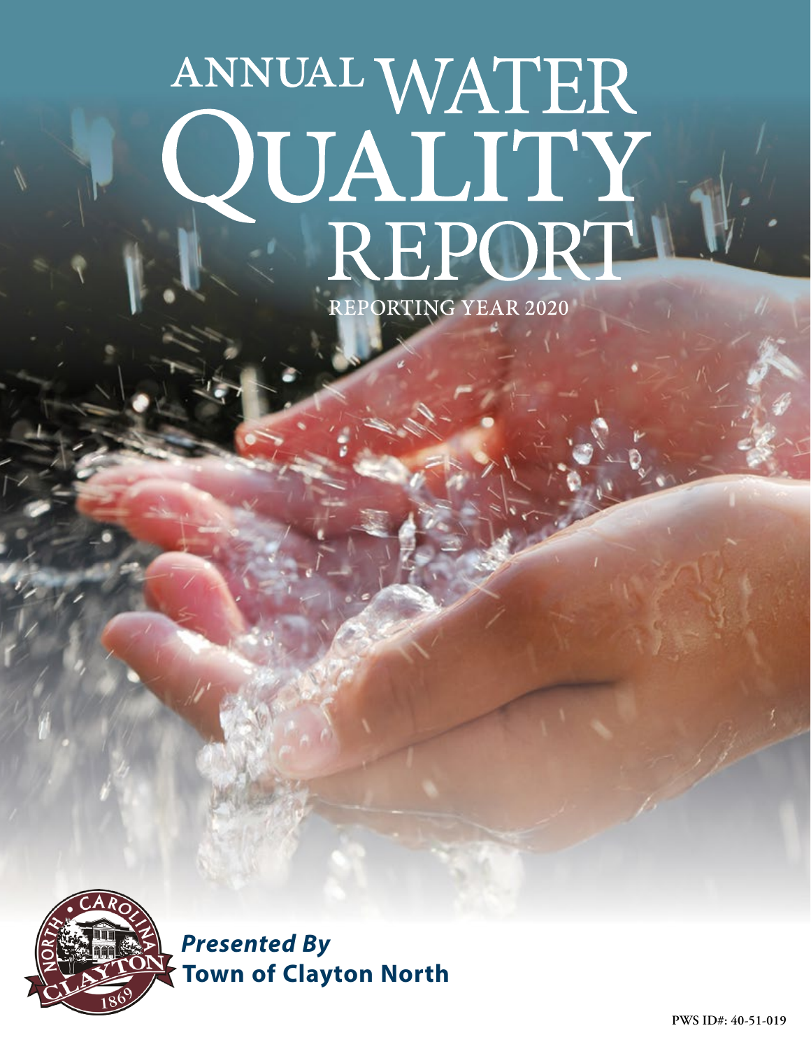# ANNUAL WATER QUALITY REPORT

REPORTING YEAR 2020

***Presented By***
**Town of Clayton North**

PWS ID#: 40-51-019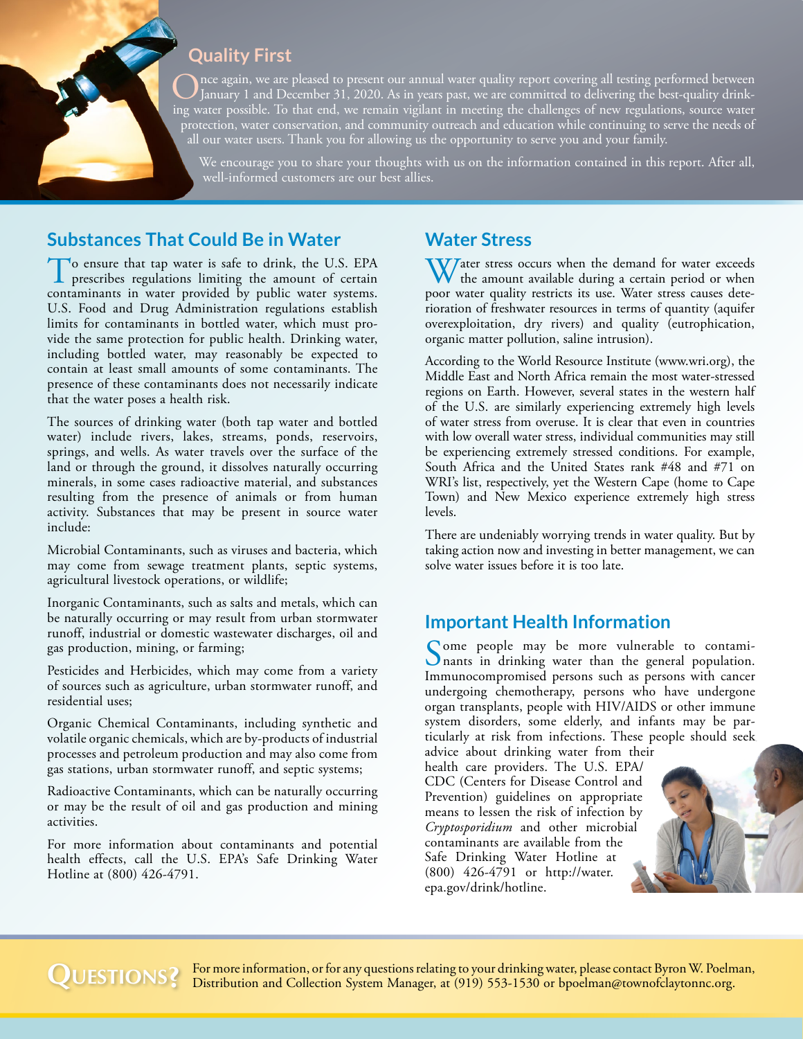## Quality First

Once again, we are pleased to present our annual water quality report covering all testing performed between January 1 and December 31, 2020. As in years past, we are committed to delivering the best-quality drinking water possible. To that end, we remain vigilant in meeting the challenges of new regulations, source water protection, water conservation, and community outreach and education while continuing to serve the needs of all our water users. Thank you for allowing us the opportunity to serve you and your family.

We encourage you to share your thoughts with us on the information contained in this report. After all, well-informed customers are our best allies.

## Substances That Could Be in Water

To ensure that tap water is safe to drink, the U.S. EPA prescribes regulations limiting the amount of certain contaminants in water provided by public water systems. U.S. Food and Drug Administration regulations establish limits for contaminants in bottled water, which must provide the same protection for public health. Drinking water, including bottled water, may reasonably be expected to contain at least small amounts of some contaminants. The presence of these contaminants does not necessarily indicate that the water poses a health risk.

The sources of drinking water (both tap water and bottled water) include rivers, lakes, streams, ponds, reservoirs, springs, and wells. As water travels over the surface of the land or through the ground, it dissolves naturally occurring minerals, in some cases radioactive material, and substances resulting from the presence of animals or from human activity. Substances that may be present in source water include:

Microbial Contaminants, such as viruses and bacteria, which may come from sewage treatment plants, septic systems, agricultural livestock operations, or wildlife;

Inorganic Contaminants, such as salts and metals, which can be naturally occurring or may result from urban stormwater runoff, industrial or domestic wastewater discharges, oil and gas production, mining, or farming;

Pesticides and Herbicides, which may come from a variety of sources such as agriculture, urban stormwater runoff, and residential uses;

Organic Chemical Contaminants, including synthetic and volatile organic chemicals, which are by-products of industrial processes and petroleum production and may also come from gas stations, urban stormwater runoff, and septic systems;

Radioactive Contaminants, which can be naturally occurring or may be the result of oil and gas production and mining activities.

For more information about contaminants and potential health effects, call the U.S. EPA's Safe Drinking Water Hotline at (800) 426-4791.

## Water Stress

Water stress occurs when the demand for water exceeds the amount available during a certain period or when poor water quality restricts its use. Water stress causes deterioration of freshwater resources in terms of quantity (aquifer overexploitation, dry rivers) and quality (eutrophication, organic matter pollution, saline intrusion).

According to the World Resource Institute (www.wri.org), the Middle East and North Africa remain the most water-stressed regions on Earth. However, several states in the western half of the U.S. are similarly experiencing extremely high levels of water stress from overuse. It is clear that even in countries with low overall water stress, individual communities may still be experiencing extremely stressed conditions. For example, South Africa and the United States rank #48 and #71 on WRI's list, respectively, yet the Western Cape (home to Cape Town) and New Mexico experience extremely high stress levels.

There are undeniably worrying trends in water quality. But by taking action now and investing in better management, we can solve water issues before it is too late.

## Important Health Information

Some people may be more vulnerable to contaminants in drinking water than the general population. Immunocompromised persons such as persons with cancer undergoing chemotherapy, persons who have undergone organ transplants, people with HIV/AIDS or other immune system disorders, some elderly, and infants may be particularly at risk from infections. These people should seek advice about drinking water from their health care providers. The U.S. EPA/CDC (Centers for Disease Control and Prevention) guidelines on appropriate means to lessen the risk of infection by *Cryptosporidium* and other microbial contaminants are available from the Safe Drinking Water Hotline at (800) 426-4791 or http://water.epa.gov/drink/hotline.

## Questions?

For more information, or for any questions relating to your drinking water, please contact Byron W. Poelman, Distribution and Collection System Manager, at (919) 553-1530 or bpoelman@townofclaytonnc.org.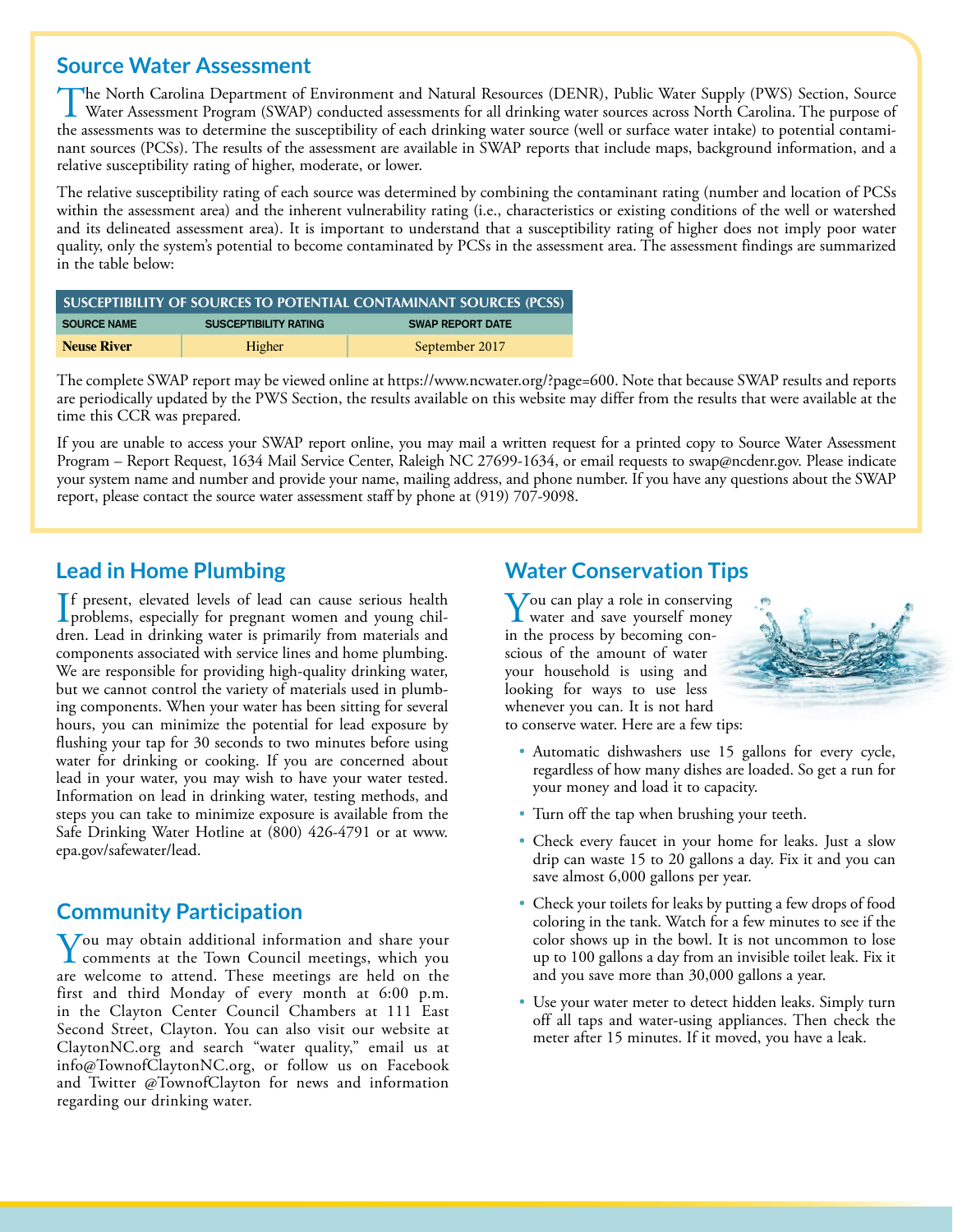## Source Water Assessment

The North Carolina Department of Environment and Natural Resources (DENR), Public Water Supply (PWS) Section, Source Water Assessment Program (SWAP) conducted assessments for all drinking water sources across North Carolina. The purpose of the assessments was to determine the susceptibility of each drinking water source (well or surface water intake) to potential contaminant sources (PCSs). The results of the assessment are available in SWAP reports that include maps, background information, and a relative susceptibility rating of higher, moderate, or lower.

The relative susceptibility rating of each source was determined by combining the contaminant rating (number and location of PCSs within the assessment area) and the inherent vulnerability rating (i.e., characteristics or existing conditions of the well or watershed and its delineated assessment area). It is important to understand that a susceptibility rating of higher does not imply poor water quality, only the system's potential to become contaminated by PCSs in the assessment area. The assessment findings are summarized in the table below:

| SUSCEPTIBILITY OF SOURCES TO POTENTIAL CONTAMINANT SOURCES (PCSS) | | |
|---|---|---|
| SOURCE NAME | SUSCEPTIBILITY RATING | SWAP REPORT DATE |
| **Neuse River** | Higher | September 2017 |

The complete SWAP report may be viewed online at https://www.ncwater.org/?page=600. Note that because SWAP results and reports are periodically updated by the PWS Section, the results available on this website may differ from the results that were available at the time this CCR was prepared.

If you are unable to access your SWAP report online, you may mail a written request for a printed copy to Source Water Assessment Program – Report Request, 1634 Mail Service Center, Raleigh NC 27699-1634, or email requests to swap@ncdenr.gov. Please indicate your system name and number and provide your name, mailing address, and phone number. If you have any questions about the SWAP report, please contact the source water assessment staff by phone at (919) 707-9098.

## Lead in Home Plumbing

If present, elevated levels of lead can cause serious health problems, especially for pregnant women and young children. Lead in drinking water is primarily from materials and components associated with service lines and home plumbing. We are responsible for providing high-quality drinking water, but we cannot control the variety of materials used in plumbing components. When your water has been sitting for several hours, you can minimize the potential for lead exposure by flushing your tap for 30 seconds to two minutes before using water for drinking or cooking. If you are concerned about lead in your water, you may wish to have your water tested. Information on lead in drinking water, testing methods, and steps you can take to minimize exposure is available from the Safe Drinking Water Hotline at (800) 426-4791 or at www.epa.gov/safewater/lead.

## Community Participation

You may obtain additional information and share your comments at the Town Council meetings, which you are welcome to attend. These meetings are held on the first and third Monday of every month at 6:00 p.m. in the Clayton Center Council Chambers at 111 East Second Street, Clayton. You can also visit our website at ClaytonNC.org and search "water quality," email us at info@TownofClaytonNC.org, or follow us on Facebook and Twitter @TownofClayton for news and information regarding our drinking water.

## Water Conservation Tips

You can play a role in conserving water and save yourself money in the process by becoming conscious of the amount of water your household is using and looking for ways to use less whenever you can. It is not hard to conserve water. Here are a few tips:

- Automatic dishwashers use 15 gallons for every cycle, regardless of how many dishes are loaded. So get a run for your money and load it to capacity.
- Turn off the tap when brushing your teeth.
- Check every faucet in your home for leaks. Just a slow drip can waste 15 to 20 gallons a day. Fix it and you can save almost 6,000 gallons per year.
- Check your toilets for leaks by putting a few drops of food coloring in the tank. Watch for a few minutes to see if the color shows up in the bowl. It is not uncommon to lose up to 100 gallons a day from an invisible toilet leak. Fix it and you save more than 30,000 gallons a year.
- Use your water meter to detect hidden leaks. Simply turn off all taps and water-using appliances. Then check the meter after 15 minutes. If it moved, you have a leak.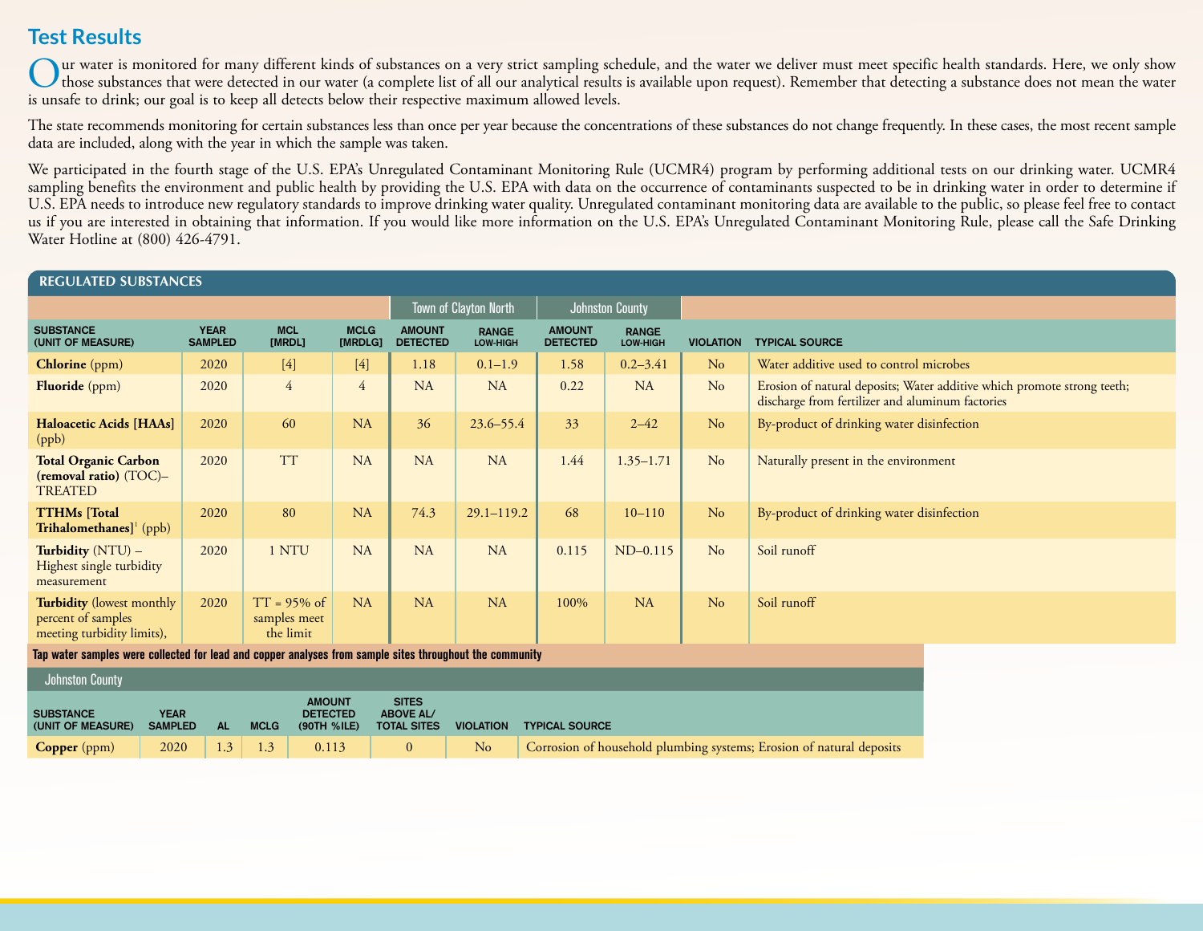## Test Results

Our water is monitored for many different kinds of substances on a very strict sampling schedule, and the water we deliver must meet specific health standards. Here, we only show those substances that were detected in our water (a complete list of all our analytical results is available upon request). Remember that detecting a substance does not mean the water is unsafe to drink; our goal is to keep all detects below their respective maximum allowed levels.

The state recommends monitoring for certain substances less than once per year because the concentrations of these substances do not change frequently. In these cases, the most recent sample data are included, along with the year in which the sample was taken.

We participated in the fourth stage of the U.S. EPA's Unregulated Contaminant Monitoring Rule (UCMR4) program by performing additional tests on our drinking water. UCMR4 sampling benefits the environment and public health by providing the U.S. EPA with data on the occurrence of contaminants suspected to be in drinking water in order to determine if U.S. EPA needs to introduce new regulatory standards to improve drinking water quality. Unregulated contaminant monitoring data are available to the public, so please feel free to contact us if you are interested in obtaining that information. If you would like more information on the U.S. EPA's Unregulated Contaminant Monitoring Rule, please call the Safe Drinking Water Hotline at (800) 426-4791.

### REGULATED SUBSTANCES

| | | | | Town of Clayton North | | Johnston County | | | |
|---|---|---|---|---|---|---|---|---|---|
| SUBSTANCE (UNIT OF MEASURE) | YEAR SAMPLED | MCL [MRDL] | MCLG [MRDLG] | AMOUNT DETECTED | RANGE LOW-HIGH | AMOUNT DETECTED | RANGE LOW-HIGH | VIOLATION | TYPICAL SOURCE |
| **Chlorine** (ppm) | 2020 | [4] | [4] | 1.18 | 0.1–1.9 | 1.58 | 0.2–3.41 | No | Water additive used to control microbes |
| **Fluoride** (ppm) | 2020 | 4 | 4 | NA | NA | 0.22 | NA | No | Erosion of natural deposits; Water additive which promote strong teeth; discharge from fertilizer and aluminum factories |
| **Haloacetic Acids [HAAs]** (ppb) | 2020 | 60 | NA | 36 | 23.6–55.4 | 33 | 2–42 | No | By-product of drinking water disinfection |
| **Total Organic Carbon (removal ratio)** (TOC)–TREATED | 2020 | TT | NA | NA | NA | 1.44 | 1.35–1.71 | No | Naturally present in the environment |
| **TTHMs [Total Trihalomethanes]**[1] (ppb) | 2020 | 80 | NA | 74.3 | 29.1–119.2 | 68 | 10–110 | No | By-product of drinking water disinfection |
| **Turbidity** (NTU) – Highest single turbidity measurement | 2020 | 1 NTU | NA | NA | NA | 0.115 | ND–0.115 | No | Soil runoff |
| **Turbidity** (lowest monthly percent of samples meeting turbidity limits), | 2020 | TT = 95% of samples meet the limit | NA | NA | NA | 100% | NA | No | Soil runoff |

**Tap water samples were collected for lead and copper analyses from sample sites throughout the community**

| Johnston County | | | | | | | |
|---|---|---|---|---|---|---|---|
| SUBSTANCE (UNIT OF MEASURE) | YEAR SAMPLED | AL | MCLG | AMOUNT DETECTED (90TH %ILE) | SITES ABOVE AL/ TOTAL SITES | VIOLATION | TYPICAL SOURCE |
| **Copper** (ppm) | 2020 | 1.3 | 1.3 | 0.113 | 0 | No | Corrosion of household plumbing systems; Erosion of natural deposits |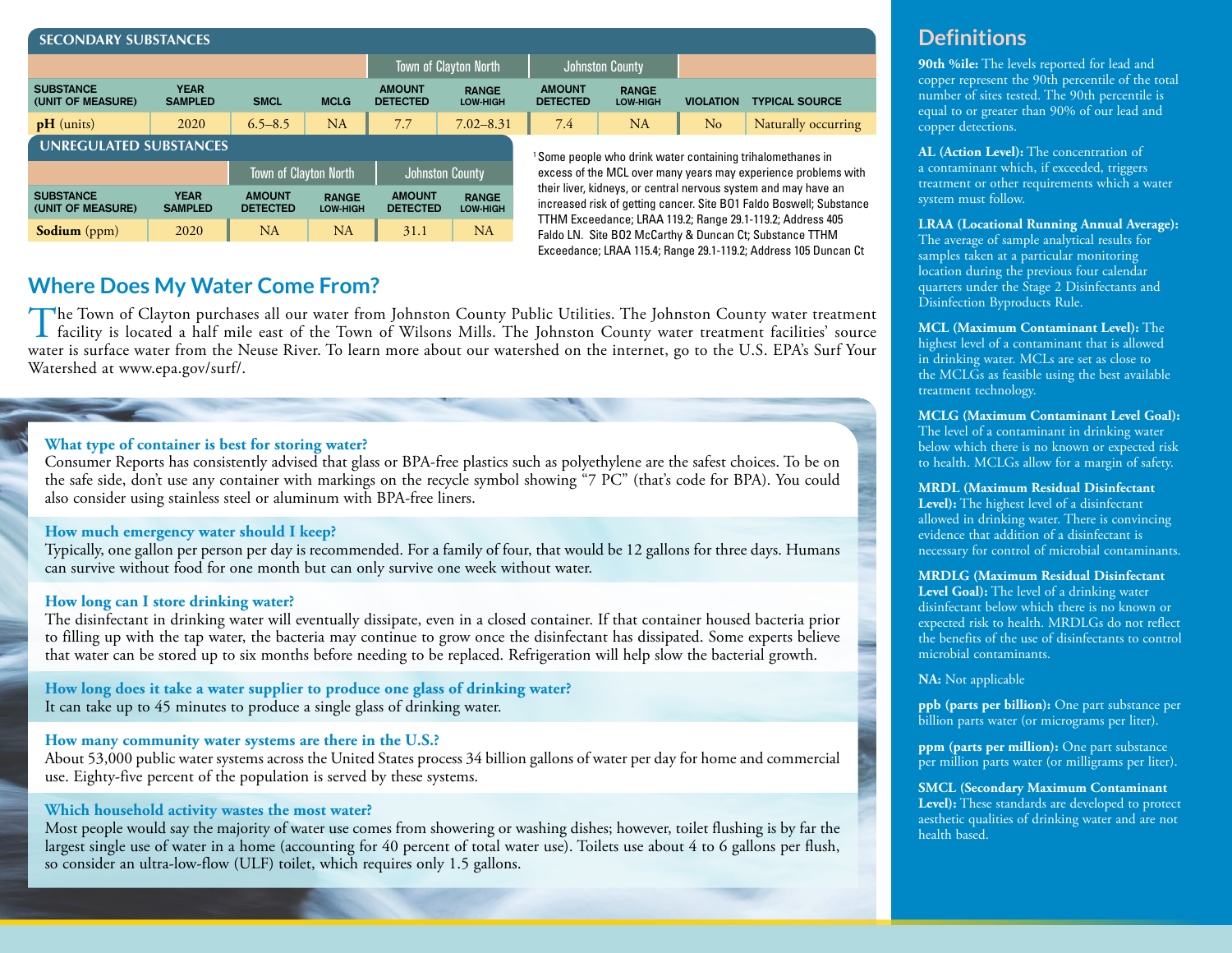## SECONDARY SUBSTANCES

| | | | | Town of Clayton North | | Johnston County | | | |
|---|---|---|---|---|---|---|---|---|---|
| SUBSTANCE (UNIT OF MEASURE) | YEAR SAMPLED | SMCL | MCLG | AMOUNT DETECTED | RANGE LOW-HIGH | AMOUNT DETECTED | RANGE LOW-HIGH | VIOLATION | TYPICAL SOURCE |
| **pH** (units) | 2020 | 6.5–8.5 | NA | 7.7 | 7.02–8.31 | 7.4 | NA | No | Naturally occurring |

## UNREGULATED SUBSTANCES

| | | Town of Clayton North | | Johnston County | |
|---|---|---|---|---|---|
| SUBSTANCE (UNIT OF MEASURE) | YEAR SAMPLED | AMOUNT DETECTED | RANGE LOW-HIGH | AMOUNT DETECTED | RANGE LOW-HIGH |
| **Sodium** (ppm) | 2020 | NA | NA | 31.1 | NA |

[1] Some people who drink water containing trihalomethanes in excess of the MCL over many years may experience problems with their liver, kidneys, or central nervous system and may have an increased risk of getting cancer. Site BO1 Faldo Boswell; Substance TTHM Exceedance; LRAA 119.2; Range 29.1-119.2; Address 405 Faldo LN. Site BO2 McCarthy & Duncan Ct; Substance TTHM Exceedance; LRAA 115.4; Range 29.1-119.2; Address 105 Duncan Ct

## Where Does My Water Come From?

The Town of Clayton purchases all our water from Johnston County Public Utilities. The Johnston County water treatment facility is located a half mile east of the Town of Wilsons Mills. The Johnston County water treatment facilities' source water is surface water from the Neuse River. To learn more about our watershed on the internet, go to the U.S. EPA's Surf Your Watershed at www.epa.gov/surf/.

**What type of container is best for storing water?**
Consumer Reports has consistently advised that glass or BPA-free plastics such as polyethylene are the safest choices. To be on the safe side, don't use any container with markings on the recycle symbol showing "7 PC" (that's code for BPA). You could also consider using stainless steel or aluminum with BPA-free liners.

**How much emergency water should I keep?**
Typically, one gallon per person per day is recommended. For a family of four, that would be 12 gallons for three days. Humans can survive without food for one month but can only survive one week without water.

**How long can I store drinking water?**
The disinfectant in drinking water will eventually dissipate, even in a closed container. If that container housed bacteria prior to filling up with the tap water, the bacteria may continue to grow once the disinfectant has dissipated. Some experts believe that water can be stored up to six months before needing to be replaced. Refrigeration will help slow the bacterial growth.

**How long does it take a water supplier to produce one glass of drinking water?**
It can take up to 45 minutes to produce a single glass of drinking water.

**How many community water systems are there in the U.S.?**
About 53,000 public water systems across the United States process 34 billion gallons of water per day for home and commercial use. Eighty-five percent of the population is served by these systems.

**Which household activity wastes the most water?**
Most people would say the majority of water use comes from showering or washing dishes; however, toilet flushing is by far the largest single use of water in a home (accounting for 40 percent of total water use). Toilets use about 4 to 6 gallons per flush, so consider an ultra-low-flow (ULF) toilet, which requires only 1.5 gallons.

## Definitions

**90th %ile:** The levels reported for lead and copper represent the 90th percentile of the total number of sites tested. The 90th percentile is equal to or greater than 90% of our lead and copper detections.

**AL (Action Level):** The concentration of a contaminant which, if exceeded, triggers treatment or other requirements which a water system must follow.

**LRAA (Locational Running Annual Average):** The average of sample analytical results for samples taken at a particular monitoring location during the previous four calendar quarters under the Stage 2 Disinfectants and Disinfection Byproducts Rule.

**MCL (Maximum Contaminant Level):** The highest level of a contaminant that is allowed in drinking water. MCLs are set as close to the MCLGs as feasible using the best available treatment technology.

**MCLG (Maximum Contaminant Level Goal):** The level of a contaminant in drinking water below which there is no known or expected risk to health. MCLGs allow for a margin of safety.

**MRDL (Maximum Residual Disinfectant Level):** The highest level of a disinfectant allowed in drinking water. There is convincing evidence that addition of a disinfectant is necessary for control of microbial contaminants.

**MRDLG (Maximum Residual Disinfectant Level Goal):** The level of a drinking water disinfectant below which there is no known or expected risk to health. MRDLGs do not reflect the benefits of the use of disinfectants to control microbial contaminants.

**NA:** Not applicable

**ppb (parts per billion):** One part substance per billion parts water (or micrograms per liter).

**ppm (parts per million):** One part substance per million parts water (or milligrams per liter).

**SMCL (Secondary Maximum Contaminant Level):** These standards are developed to protect aesthetic qualities of drinking water and are not health based.